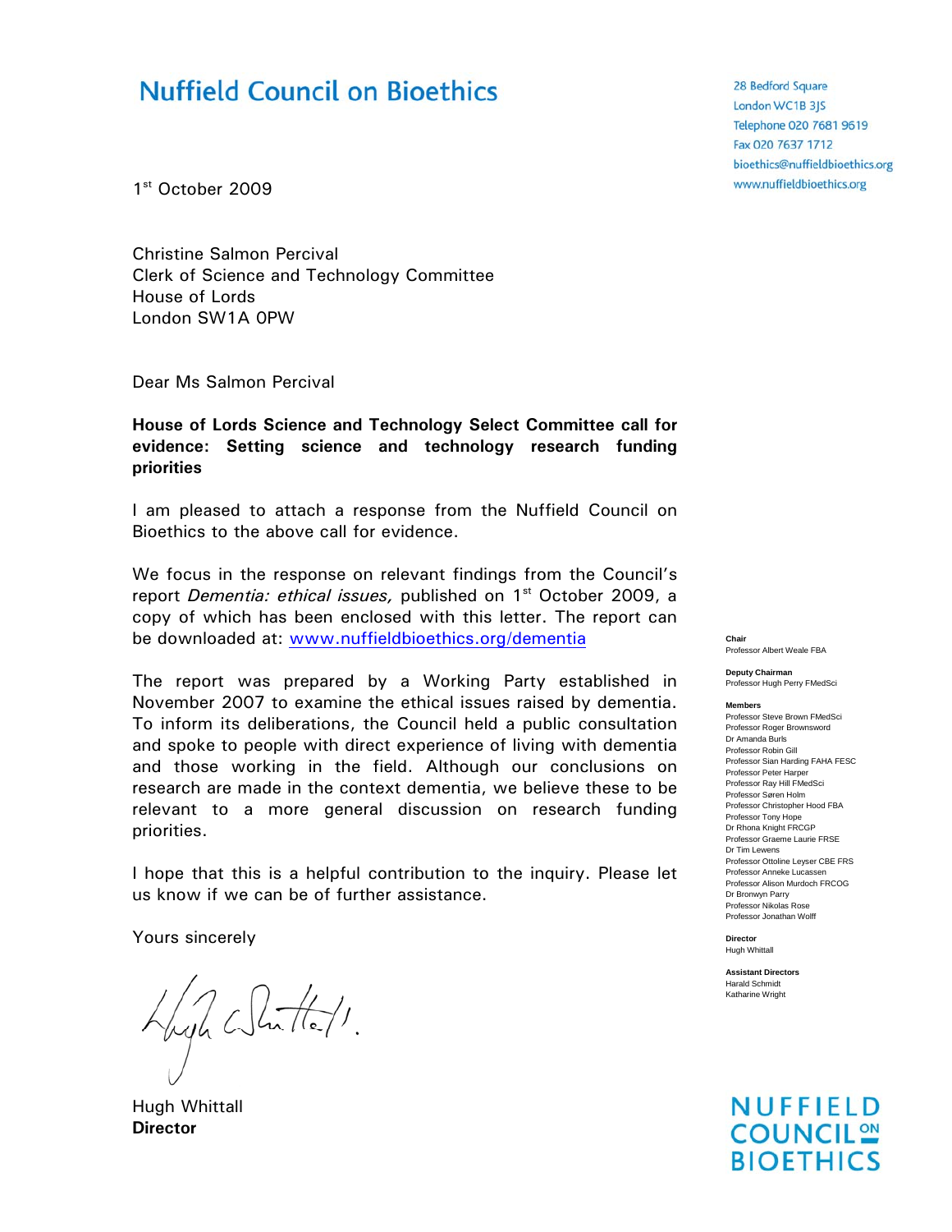# Nuffield Council on Bioethics

28 Bedford Square
London WC1B 3JS
Telephone 020 7681 9619
Fax 020 7637 1712
bioethics@nuffieldbioethics.org
www.nuffieldbioethics.org

1st October 2009

Christine Salmon Percival
Clerk of Science and Technology Committee
House of Lords
London SW1A 0PW

Dear Ms Salmon Percival

**House of Lords Science and Technology Select Committee call for evidence: Setting science and technology research funding priorities**

I am pleased to attach a response from the Nuffield Council on Bioethics to the above call for evidence.

We focus in the response on relevant findings from the Council's report *Dementia: ethical issues,* published on 1st October 2009, a copy of which has been enclosed with this letter. The report can be downloaded at: www.nuffieldbioethics.org/dementia

The report was prepared by a Working Party established in November 2007 to examine the ethical issues raised by dementia. To inform its deliberations, the Council held a public consultation and spoke to people with direct experience of living with dementia and those working in the field. Although our conclusions on research are made in the context dementia, we believe these to be relevant to a more general discussion on research funding priorities.

I hope that this is a helpful contribution to the inquiry. Please let us know if we can be of further assistance.

Yours sincerely

Hugh Whittall
**Director**

**Chair**
Professor Albert Weale FBA

**Deputy Chairman**
Professor Hugh Perry FMedSci

**Members**
Professor Steve Brown FMedSci
Professor Roger Brownsword
Dr Amanda Burls
Professor Robin Gill
Professor Sian Harding FAHA FESC
Professor Peter Harper
Professor Ray Hill FMedSci
Professor Søren Holm
Professor Christopher Hood FBA
Professor Tony Hope
Dr Rhona Knight FRCGP
Professor Graeme Laurie FRSE
Dr Tim Lewens
Professor Ottoline Leyser CBE FRS
Professor Anneke Lucassen
Professor Alison Murdoch FRCOG
Dr Bronwyn Parry
Professor Nikolas Rose
Professor Jonathan Wolff

**Director**
Hugh Whittall

**Assistant Directors**
Harald Schmidt
Katharine Wright

NUFFIELD COUNCIL ON BIOETHICS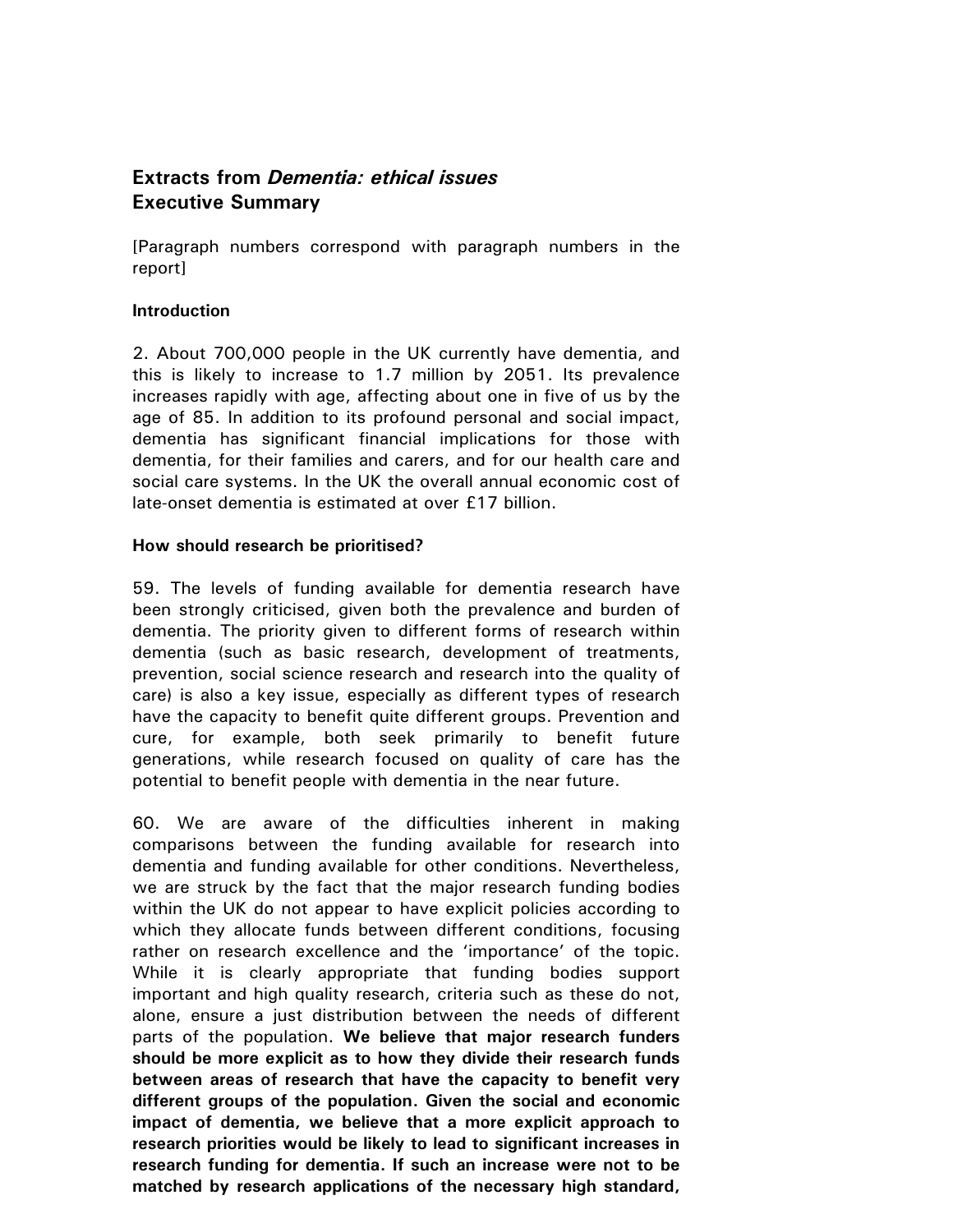## Extracts from *Dementia: ethical issues*
## Executive Summary

[Paragraph numbers correspond with paragraph numbers in the report]

### Introduction

2. About 700,000 people in the UK currently have dementia, and this is likely to increase to 1.7 million by 2051. Its prevalence increases rapidly with age, affecting about one in five of us by the age of 85. In addition to its profound personal and social impact, dementia has significant financial implications for those with dementia, for their families and carers, and for our health care and social care systems. In the UK the overall annual economic cost of late-onset dementia is estimated at over £17 billion.

### How should research be prioritised?

59. The levels of funding available for dementia research have been strongly criticised, given both the prevalence and burden of dementia. The priority given to different forms of research within dementia (such as basic research, development of treatments, prevention, social science research and research into the quality of care) is also a key issue, especially as different types of research have the capacity to benefit quite different groups. Prevention and cure, for example, both seek primarily to benefit future generations, while research focused on quality of care has the potential to benefit people with dementia in the near future.

60. We are aware of the difficulties inherent in making comparisons between the funding available for research into dementia and funding available for other conditions. Nevertheless, we are struck by the fact that the major research funding bodies within the UK do not appear to have explicit policies according to which they allocate funds between different conditions, focusing rather on research excellence and the 'importance' of the topic. While it is clearly appropriate that funding bodies support important and high quality research, criteria such as these do not, alone, ensure a just distribution between the needs of different parts of the population. **We believe that major research funders should be more explicit as to how they divide their research funds between areas of research that have the capacity to benefit very different groups of the population. Given the social and economic impact of dementia, we believe that a more explicit approach to research priorities would be likely to lead to significant increases in research funding for dementia. If such an increase were not to be matched by research applications of the necessary high standard,**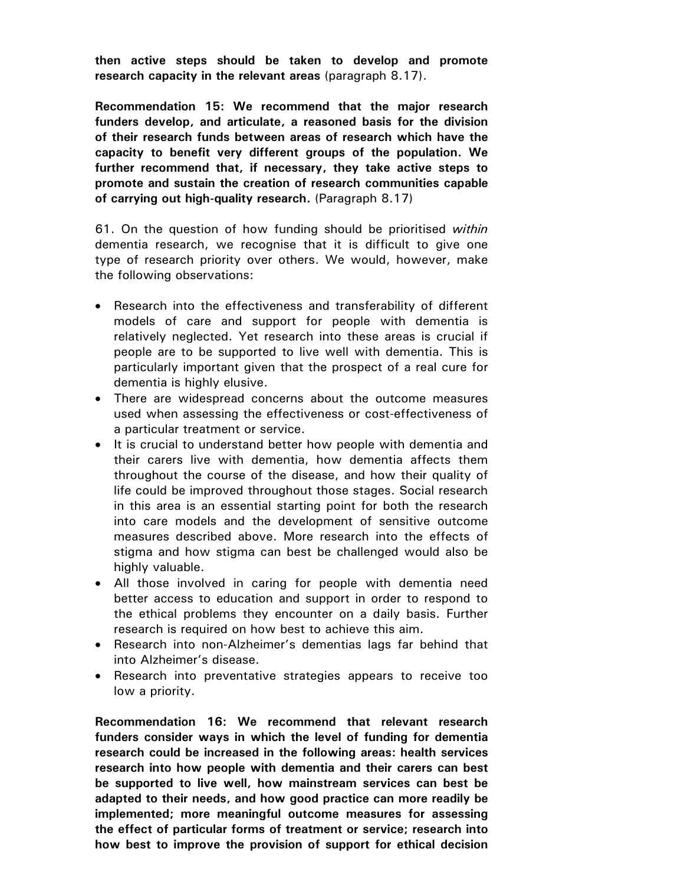**then active steps should be taken to develop and promote research capacity in the relevant areas** (paragraph 8.17).

**Recommendation 15: We recommend that the major research funders develop, and articulate, a reasoned basis for the division of their research funds between areas of research which have the capacity to benefit very different groups of the population. We further recommend that, if necessary, they take active steps to promote and sustain the creation of research communities capable of carrying out high-quality research.** (Paragraph 8.17)

61. On the question of how funding should be prioritised *within* dementia research, we recognise that it is difficult to give one type of research priority over others. We would, however, make the following observations:

- Research into the effectiveness and transferability of different models of care and support for people with dementia is relatively neglected. Yet research into these areas is crucial if people are to be supported to live well with dementia. This is particularly important given that the prospect of a real cure for dementia is highly elusive.
- There are widespread concerns about the outcome measures used when assessing the effectiveness or cost-effectiveness of a particular treatment or service.
- It is crucial to understand better how people with dementia and their carers live with dementia, how dementia affects them throughout the course of the disease, and how their quality of life could be improved throughout those stages. Social research in this area is an essential starting point for both the research into care models and the development of sensitive outcome measures described above. More research into the effects of stigma and how stigma can best be challenged would also be highly valuable.
- All those involved in caring for people with dementia need better access to education and support in order to respond to the ethical problems they encounter on a daily basis. Further research is required on how best to achieve this aim.
- Research into non-Alzheimer's dementias lags far behind that into Alzheimer's disease.
- Research into preventative strategies appears to receive too low a priority.

**Recommendation 16: We recommend that relevant research funders consider ways in which the level of funding for dementia research could be increased in the following areas: health services research into how people with dementia and their carers can best be supported to live well, how mainstream services can best be adapted to their needs, and how good practice can more readily be implemented; more meaningful outcome measures for assessing the effect of particular forms of treatment or service; research into how best to improve the provision of support for ethical decision**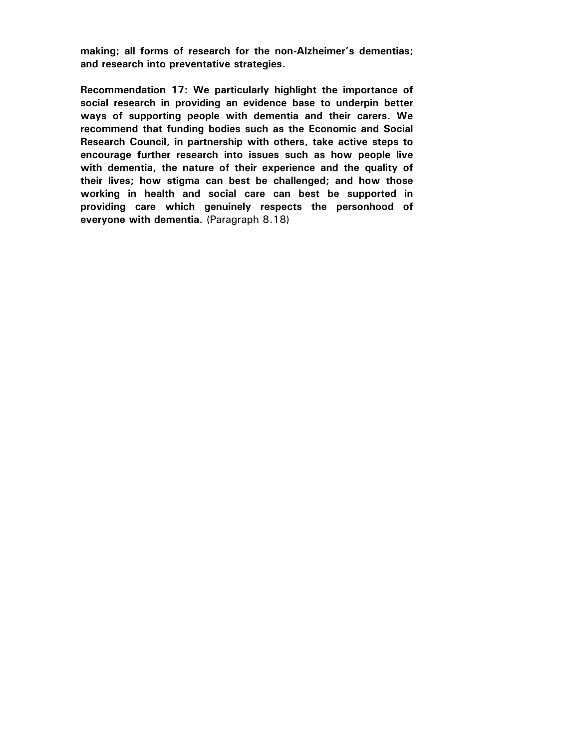**making; all forms of research for the non-Alzheimer's dementias; and research into preventative strategies.**

**Recommendation 17: We particularly highlight the importance of social research in providing an evidence base to underpin better ways of supporting people with dementia and their carers. We recommend that funding bodies such as the Economic and Social Research Council, in partnership with others, take active steps to encourage further research into issues such as how people live with dementia, the nature of their experience and the quality of their lives; how stigma can best be challenged; and how those working in health and social care can best be supported in providing care which genuinely respects the personhood of everyone with dementia**. (Paragraph 8.18)